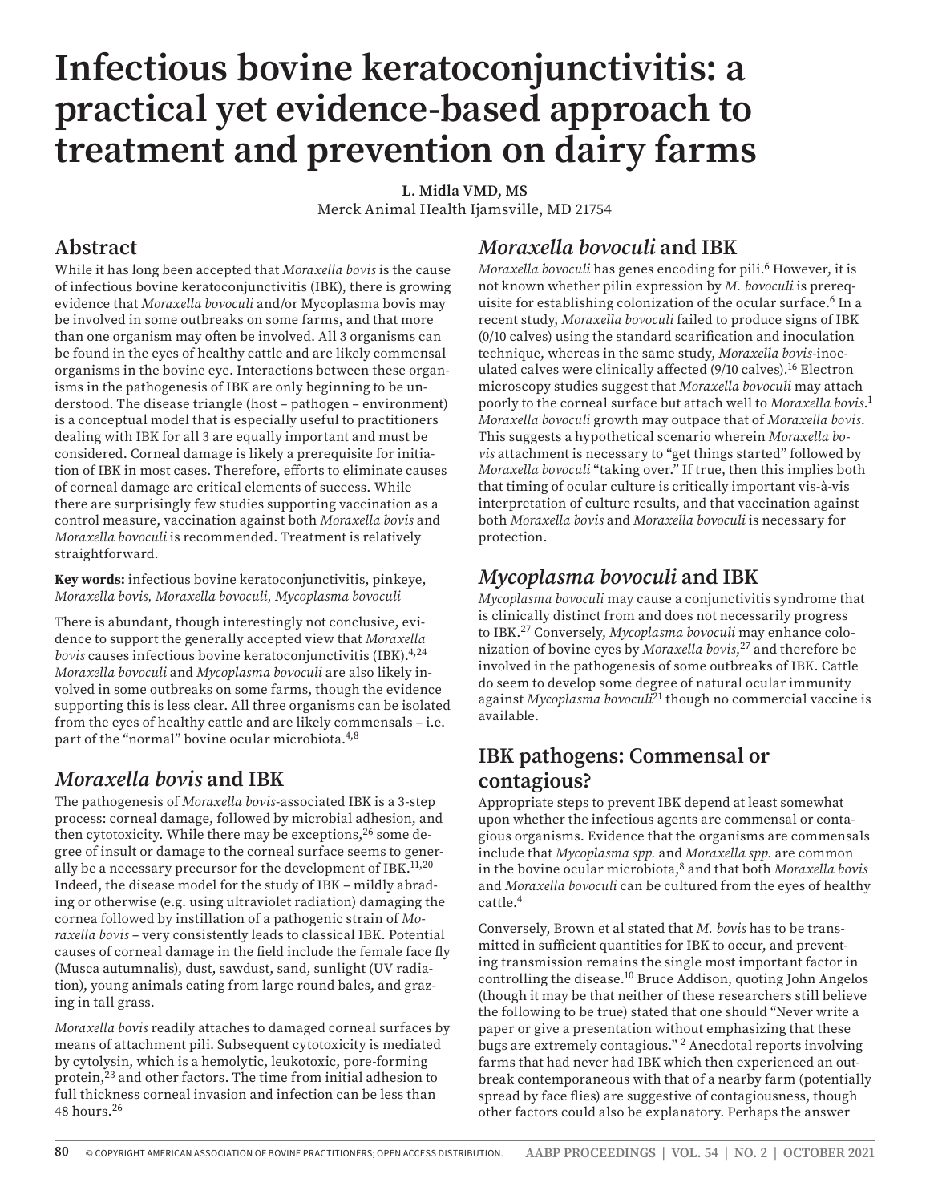# Infectious bovine keratoconjunctivitis: a practical yet evidence-based approach to treatment and prevention on dairy farms

**L. Midla VMD, MS**
Merck Animal Health Ijamsville, MD 21754

## Abstract

While it has long been accepted that *Moraxella bovis* is the cause of infectious bovine keratoconjunctivitis (IBK), there is growing evidence that *Moraxella bovoculi* and/or Mycoplasma bovis may be involved in some outbreaks on some farms, and that more than one organism may often be involved. All 3 organisms can be found in the eyes of healthy cattle and are likely commensal organisms in the bovine eye. Interactions between these organisms in the pathogenesis of IBK are only beginning to be understood. The disease triangle (host – pathogen – environment) is a conceptual model that is especially useful to practitioners dealing with IBK for all 3 are equally important and must be considered. Corneal damage is likely a prerequisite for initiation of IBK in most cases. Therefore, efforts to eliminate causes of corneal damage are critical elements of success. While there are surprisingly few studies supporting vaccination as a control measure, vaccination against both *Moraxella bovis* and *Moraxella bovoculi* is recommended. Treatment is relatively straightforward.

**Key words:** infectious bovine keratoconjunctivitis, pinkeye, *Moraxella bovis, Moraxella bovoculi, Mycoplasma bovoculi*

There is abundant, though interestingly not conclusive, evidence to support the generally accepted view that *Moraxella bovis* causes infectious bovine keratoconjunctivitis (IBK).[4,24] *Moraxella bovoculi* and *Mycoplasma bovoculi* are also likely involved in some outbreaks on some farms, though the evidence supporting this is less clear. All three organisms can be isolated from the eyes of healthy cattle and are likely commensals – i.e. part of the "normal" bovine ocular microbiota.[4,8]

## *Moraxella bovis* and IBK

The pathogenesis of *Moraxella bovis*-associated IBK is a 3-step process: corneal damage, followed by microbial adhesion, and then cytotoxicity. While there may be exceptions,[26] some degree of insult or damage to the corneal surface seems to generally be a necessary precursor for the development of IBK.[11,20] Indeed, the disease model for the study of IBK – mildly abrading or otherwise (e.g. using ultraviolet radiation) damaging the cornea followed by instillation of a pathogenic strain of *Moraxella bovis* – very consistently leads to classical IBK. Potential causes of corneal damage in the field include the female face fly (Musca autumnalis), dust, sawdust, sand, sunlight (UV radiation), young animals eating from large round bales, and grazing in tall grass.

*Moraxella bovis* readily attaches to damaged corneal surfaces by means of attachment pili. Subsequent cytotoxicity is mediated by cytolysin, which is a hemolytic, leukotoxic, pore-forming protein,[23] and other factors. The time from initial adhesion to full thickness corneal invasion and infection can be less than 48 hours.[26]

## *Moraxella bovoculi* and IBK

*Moraxella bovoculi* has genes encoding for pili.[6] However, it is not known whether pilin expression by *M. bovoculi* is prerequisite for establishing colonization of the ocular surface.[6] In a recent study, *Moraxella bovoculi* failed to produce signs of IBK (0/10 calves) using the standard scarification and inoculation technique, whereas in the same study, *Moraxella bovis*-inoculated calves were clinically affected (9/10 calves).[16] Electron microscopy studies suggest that *Moraxella bovoculi* may attach poorly to the corneal surface but attach well to *Moraxella bovis*.[1] *Moraxella bovoculi* growth may outpace that of *Moraxella bovis*. This suggests a hypothetical scenario wherein *Moraxella bovis* attachment is necessary to "get things started" followed by *Moraxella bovoculi* "taking over." If true, then this implies both that timing of ocular culture is critically important vis-à-vis interpretation of culture results, and that vaccination against both *Moraxella bovis* and *Moraxella bovoculi* is necessary for protection.

## *Mycoplasma bovoculi* and IBK

*Mycoplasma bovoculi* may cause a conjunctivitis syndrome that is clinically distinct from and does not necessarily progress to IBK.[27] Conversely, *Mycoplasma bovoculi* may enhance colonization of bovine eyes by *Moraxella bovis*,[27] and therefore be involved in the pathogenesis of some outbreaks of IBK. Cattle do seem to develop some degree of natural ocular immunity against *Mycoplasma bovoculi*[21] though no commercial vaccine is available.

## IBK pathogens: Commensal or contagious?

Appropriate steps to prevent IBK depend at least somewhat upon whether the infectious agents are commensal or contagious organisms. Evidence that the organisms are commensals include that *Mycoplasma spp.* and *Moraxella spp.* are common in the bovine ocular microbiota,[8] and that both *Moraxella bovis* and *Moraxella bovoculi* can be cultured from the eyes of healthy cattle.[4]

Conversely, Brown et al stated that *M. bovis* has to be transmitted in sufficient quantities for IBK to occur, and preventing transmission remains the single most important factor in controlling the disease.[10] Bruce Addison, quoting John Angelos (though it may be that neither of these researchers still believe the following to be true) stated that one should "Never write a paper or give a presentation without emphasizing that these bugs are extremely contagious." [2] Anecdotal reports involving farms that had never had IBK which then experienced an outbreak contemporaneous with that of a nearby farm (potentially spread by face flies) are suggestive of contagiousness, though other factors could also be explanatory. Perhaps the answer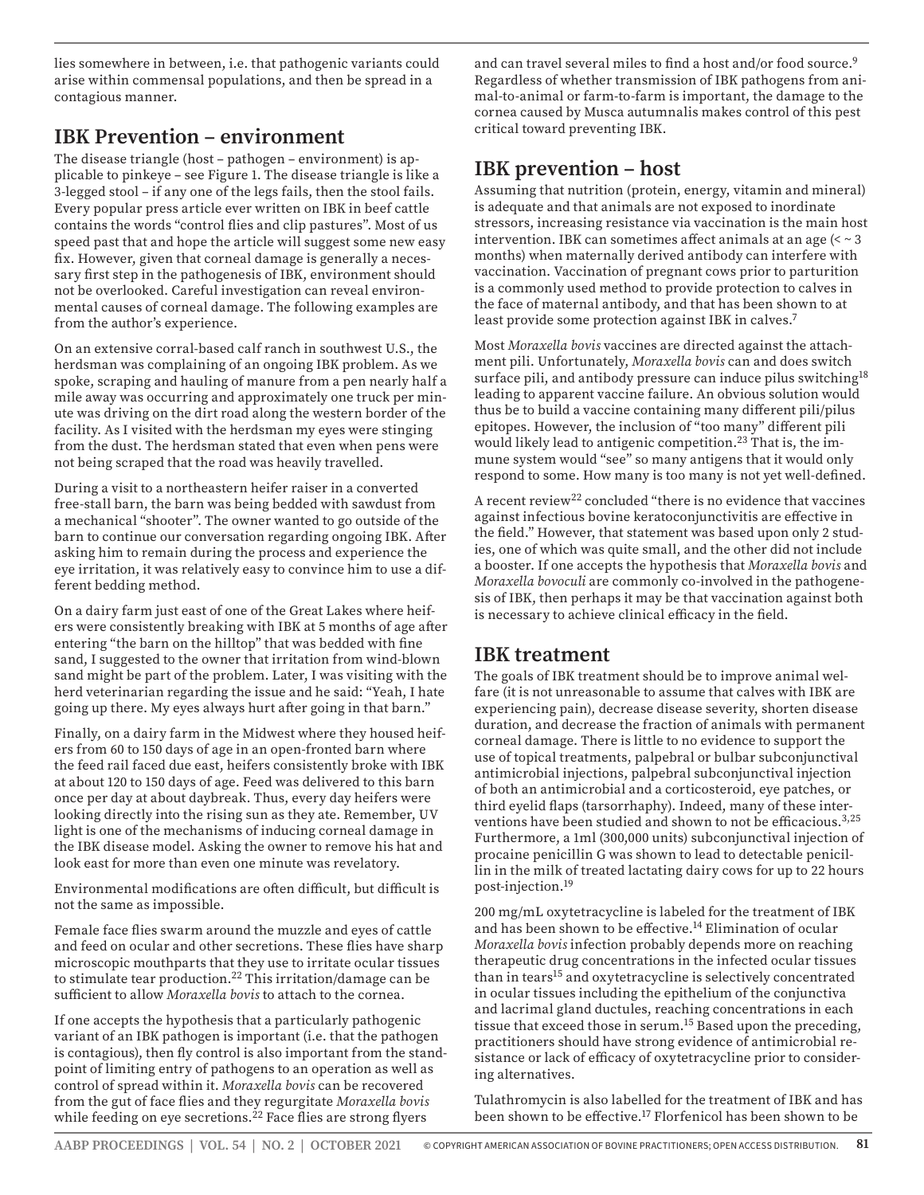lies somewhere in between, i.e. that pathogenic variants could arise within commensal populations, and then be spread in a contagious manner.

## IBK Prevention – environment

The disease triangle (host – pathogen – environment) is applicable to pinkeye – see Figure 1. The disease triangle is like a 3-legged stool – if any one of the legs fails, then the stool fails. Every popular press article ever written on IBK in beef cattle contains the words "control flies and clip pastures". Most of us speed past that and hope the article will suggest some new easy fix. However, given that corneal damage is generally a necessary first step in the pathogenesis of IBK, environment should not be overlooked. Careful investigation can reveal environmental causes of corneal damage. The following examples are from the author's experience.

On an extensive corral-based calf ranch in southwest U.S., the herdsman was complaining of an ongoing IBK problem. As we spoke, scraping and hauling of manure from a pen nearly half a mile away was occurring and approximately one truck per minute was driving on the dirt road along the western border of the facility. As I visited with the herdsman my eyes were stinging from the dust. The herdsman stated that even when pens were not being scraped that the road was heavily travelled.

During a visit to a northeastern heifer raiser in a converted free-stall barn, the barn was being bedded with sawdust from a mechanical "shooter". The owner wanted to go outside of the barn to continue our conversation regarding ongoing IBK. After asking him to remain during the process and experience the eye irritation, it was relatively easy to convince him to use a different bedding method.

On a dairy farm just east of one of the Great Lakes where heifers were consistently breaking with IBK at 5 months of age after entering "the barn on the hilltop" that was bedded with fine sand, I suggested to the owner that irritation from wind-blown sand might be part of the problem. Later, I was visiting with the herd veterinarian regarding the issue and he said: "Yeah, I hate going up there. My eyes always hurt after going in that barn."

Finally, on a dairy farm in the Midwest where they housed heifers from 60 to 150 days of age in an open-fronted barn where the feed rail faced due east, heifers consistently broke with IBK at about 120 to 150 days of age. Feed was delivered to this barn once per day at about daybreak. Thus, every day heifers were looking directly into the rising sun as they ate. Remember, UV light is one of the mechanisms of inducing corneal damage in the IBK disease model. Asking the owner to remove his hat and look east for more than even one minute was revelatory.

Environmental modifications are often difficult, but difficult is not the same as impossible.

Female face flies swarm around the muzzle and eyes of cattle and feed on ocular and other secretions. These flies have sharp microscopic mouthparts that they use to irritate ocular tissues to stimulate tear production.[22] This irritation/damage can be sufficient to allow *Moraxella bovis* to attach to the cornea.

If one accepts the hypothesis that a particularly pathogenic variant of an IBK pathogen is important (i.e. that the pathogen is contagious), then fly control is also important from the standpoint of limiting entry of pathogens to an operation as well as control of spread within it. *Moraxella bovis* can be recovered from the gut of face flies and they regurgitate *Moraxella bovis* while feeding on eye secretions.[22] Face flies are strong flyers and can travel several miles to find a host and/or food source.[9] Regardless of whether transmission of IBK pathogens from animal-to-animal or farm-to-farm is important, the damage to the cornea caused by Musca autumnalis makes control of this pest critical toward preventing IBK.

## IBK prevention – host

Assuming that nutrition (protein, energy, vitamin and mineral) is adequate and that animals are not exposed to inordinate stressors, increasing resistance via vaccination is the main host intervention. IBK can sometimes affect animals at an age (< ~ 3 months) when maternally derived antibody can interfere with vaccination. Vaccination of pregnant cows prior to parturition is a commonly used method to provide protection to calves in the face of maternal antibody, and that has been shown to at least provide some protection against IBK in calves.[7]

Most *Moraxella bovis* vaccines are directed against the attachment pili. Unfortunately, *Moraxella bovis* can and does switch surface pili, and antibody pressure can induce pilus switching[18] leading to apparent vaccine failure. An obvious solution would thus be to build a vaccine containing many different pili/pilus epitopes. However, the inclusion of "too many" different pili would likely lead to antigenic competition.[23] That is, the immune system would "see" so many antigens that it would only respond to some. How many is too many is not yet well-defined.

A recent review[22] concluded "there is no evidence that vaccines against infectious bovine keratoconjunctivitis are effective in the field." However, that statement was based upon only 2 studies, one of which was quite small, and the other did not include a booster. If one accepts the hypothesis that *Moraxella bovis* and *Moraxella bovoculi* are commonly co-involved in the pathogenesis of IBK, then perhaps it may be that vaccination against both is necessary to achieve clinical efficacy in the field.

## IBK treatment

The goals of IBK treatment should be to improve animal welfare (it is not unreasonable to assume that calves with IBK are experiencing pain), decrease disease severity, shorten disease duration, and decrease the fraction of animals with permanent corneal damage. There is little to no evidence to support the use of topical treatments, palpebral or bulbar subconjunctival antimicrobial injections, palpebral subconjunctival injection of both an antimicrobial and a corticosteroid, eye patches, or third eyelid flaps (tarsorrhaphy). Indeed, many of these interventions have been studied and shown to not be efficacious.[3,25] Furthermore, a 1ml (300,000 units) subconjunctival injection of procaine penicillin G was shown to lead to detectable penicillin in the milk of treated lactating dairy cows for up to 22 hours post-injection.[19]

200 mg/mL oxytetracycline is labeled for the treatment of IBK and has been shown to be effective.[14] Elimination of ocular *Moraxella bovis* infection probably depends more on reaching therapeutic drug concentrations in the infected ocular tissues than in tears[15] and oxytetracycline is selectively concentrated in ocular tissues including the epithelium of the conjunctiva and lacrimal gland ductules, reaching concentrations in each tissue that exceed those in serum.[15] Based upon the preceding, practitioners should have strong evidence of antimicrobial resistance or lack of efficacy of oxytetracycline prior to considering alternatives.

Tulathromycin is also labelled for the treatment of IBK and has been shown to be effective.[17] Florfenicol has been shown to be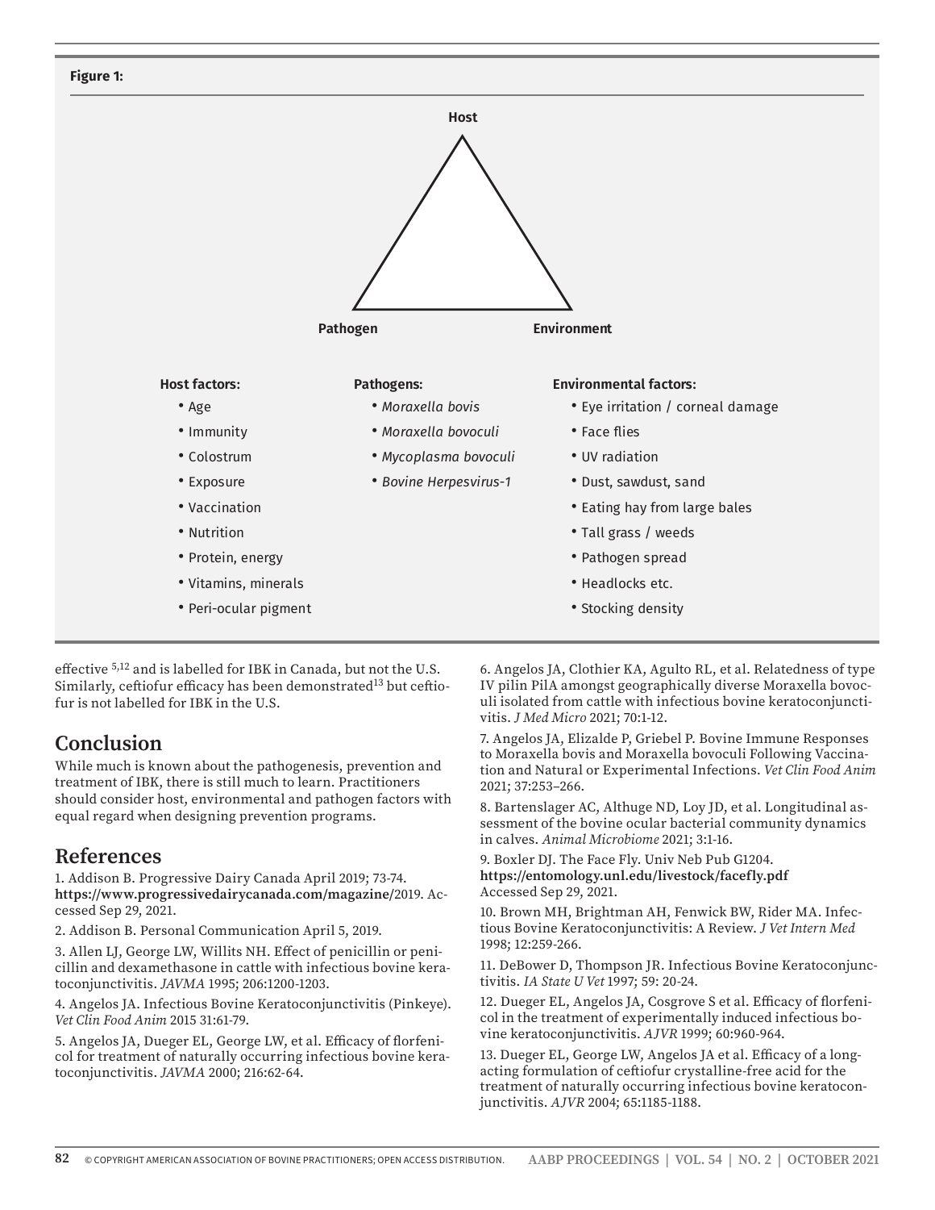**Figure 1:**

Host

Pathogen    Environment

**Host factors:**

- Age
- Immunity
- Colostrum
- Exposure
- Vaccination
- Nutrition
- Protein, energy
- Vitamins, minerals
- Peri-ocular pigment

**Pathogens:**

- *Moraxella bovis*
- *Moraxella bovoculi*
- *Mycoplasma bovoculi*
- *Bovine Herpesvirus-1*

**Environmental factors:**

- Eye irritation / corneal damage
- Face flies
- UV radiation
- Dust, sawdust, sand
- Eating hay from large bales
- Tall grass / weeds
- Pathogen spread
- Headlocks etc.
- Stocking density

effective [5,12] and is labelled for IBK in Canada, but not the U.S. Similarly, ceftiofur efficacy has been demonstrated[13] but ceftiofur is not labelled for IBK in the U.S.

## Conclusion

While much is known about the pathogenesis, prevention and treatment of IBK, there is still much to learn. Practitioners should consider host, environmental and pathogen factors with equal regard when designing prevention programs.

## References

1. Addison B. Progressive Dairy Canada April 2019; 73-74. **https://www.progressivedairycanada.com/magazine/**2019. Accessed Sep 29, 2021.

2. Addison B. Personal Communication April 5, 2019.

3. Allen LJ, George LW, Willits NH. Effect of penicillin or penicillin and dexamethasone in cattle with infectious bovine keratoconjunctivitis. *JAVMA* 1995; 206:1200-1203.

4. Angelos JA. Infectious Bovine Keratoconjunctivitis (Pinkeye). *Vet Clin Food Anim* 2015 31:61-79.

5. Angelos JA, Dueger EL, George LW, et al. Efficacy of florfenicol for treatment of naturally occurring infectious bovine keratoconjunctivitis. *JAVMA* 2000; 216:62-64.

6. Angelos JA, Clothier KA, Agulto RL, et al. Relatedness of type IV pilin PilA amongst geographically diverse Moraxella bovoculi isolated from cattle with infectious bovine keratoconjunctivitis. *J Med Micro* 2021; 70:1-12.

7. Angelos JA, Elizalde P, Griebel P. Bovine Immune Responses to Moraxella bovis and Moraxella bovoculi Following Vaccination and Natural or Experimental Infections. *Vet Clin Food Anim* 2021; 37:253–266.

8. Bartenslager AC, Althuge ND, Loy JD, et al. Longitudinal assessment of the bovine ocular bacterial community dynamics in calves. *Animal Microbiome* 2021; 3:1-16.

9. Boxler DJ. The Face Fly. Univ Neb Pub G1204. **https://entomology.unl.edu/livestock/facefly.pdf** Accessed Sep 29, 2021.

10. Brown MH, Brightman AH, Fenwick BW, Rider MA. Infectious Bovine Keratoconjunctivitis: A Review. *J Vet Intern Med* 1998; 12:259-266.

11. DeBower D, Thompson JR. Infectious Bovine Keratoconjunctivitis. *IA State U Vet* 1997; 59: 20-24.

12. Dueger EL, Angelos JA, Cosgrove S et al. Efficacy of florfenicol in the treatment of experimentally induced infectious bovine keratoconjunctivitis. *AJVR* 1999; 60:960-964.

13. Dueger EL, George LW, Angelos JA et al. Efficacy of a long-acting formulation of ceftiofur crystalline-free acid for the treatment of naturally occurring infectious bovine keratoconjunctivitis. *AJVR* 2004; 65:1185-1188.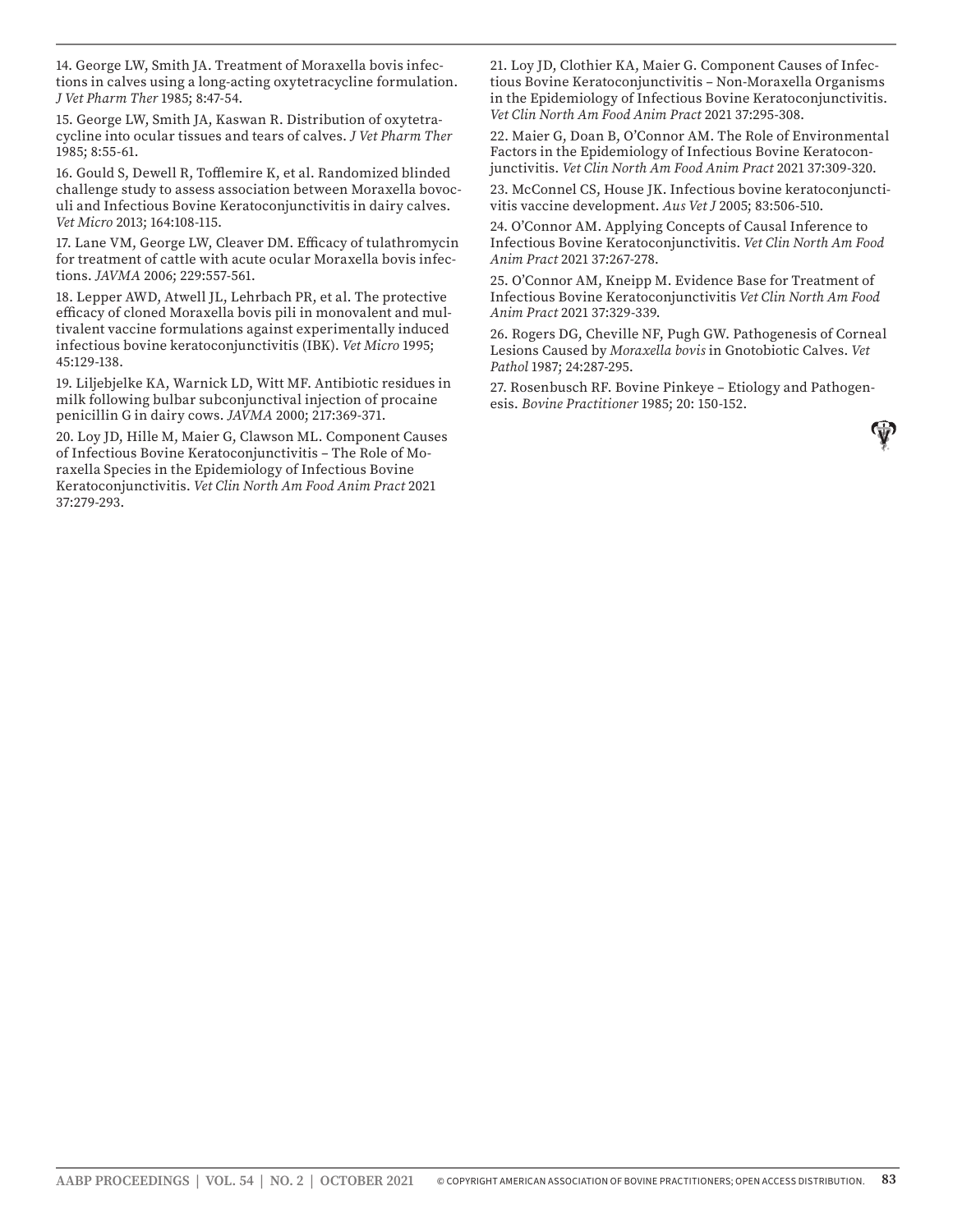14. George LW, Smith JA. Treatment of Moraxella bovis infections in calves using a long-acting oxytetracycline formulation. *J Vet Pharm Ther* 1985; 8:47-54.

15. George LW, Smith JA, Kaswan R. Distribution of oxytetracycline into ocular tissues and tears of calves. *J Vet Pharm Ther* 1985; 8:55-61.

16. Gould S, Dewell R, Tofflemire K, et al. Randomized blinded challenge study to assess association between Moraxella bovoculi and Infectious Bovine Keratoconjunctivitis in dairy calves. *Vet Micro* 2013; 164:108-115.

17. Lane VM, George LW, Cleaver DM. Efficacy of tulathromycin for treatment of cattle with acute ocular Moraxella bovis infections. *JAVMA* 2006; 229:557-561.

18. Lepper AWD, Atwell JL, Lehrbach PR, et al. The protective efficacy of cloned Moraxella bovis pili in monovalent and multivalent vaccine formulations against experimentally induced infectious bovine keratoconjunctivitis (IBK). *Vet Micro* 1995; 45:129-138.

19. Liljebjelke KA, Warnick LD, Witt MF. Antibiotic residues in milk following bulbar subconjunctival injection of procaine penicillin G in dairy cows. *JAVMA* 2000; 217:369-371.

20. Loy JD, Hille M, Maier G, Clawson ML. Component Causes of Infectious Bovine Keratoconjunctivitis – The Role of Moraxella Species in the Epidemiology of Infectious Bovine Keratoconjunctivitis. *Vet Clin North Am Food Anim Pract* 2021 37:279-293.

21. Loy JD, Clothier KA, Maier G. Component Causes of Infectious Bovine Keratoconjunctivitis – Non-Moraxella Organisms in the Epidemiology of Infectious Bovine Keratoconjunctivitis. *Vet Clin North Am Food Anim Pract* 2021 37:295-308.

22. Maier G, Doan B, O'Connor AM. The Role of Environmental Factors in the Epidemiology of Infectious Bovine Keratoconjunctivitis. *Vet Clin North Am Food Anim Pract* 2021 37:309-320.

23. McConnel CS, House JK. Infectious bovine keratoconjunctivitis vaccine development. *Aus Vet J* 2005; 83:506-510.

24. O'Connor AM. Applying Concepts of Causal Inference to Infectious Bovine Keratoconjunctivitis. *Vet Clin North Am Food Anim Pract* 2021 37:267-278.

25. O'Connor AM, Kneipp M. Evidence Base for Treatment of Infectious Bovine Keratoconjunctivitis *Vet Clin North Am Food Anim Pract* 2021 37:329-339.

26. Rogers DG, Cheville NF, Pugh GW. Pathogenesis of Corneal Lesions Caused by *Moraxella bovis* in Gnotobiotic Calves. *Vet Pathol* 1987; 24:287-295.

27. Rosenbusch RF. Bovine Pinkeye – Etiology and Pathogenesis. *Bovine Practitioner* 1985; 20: 150-152.